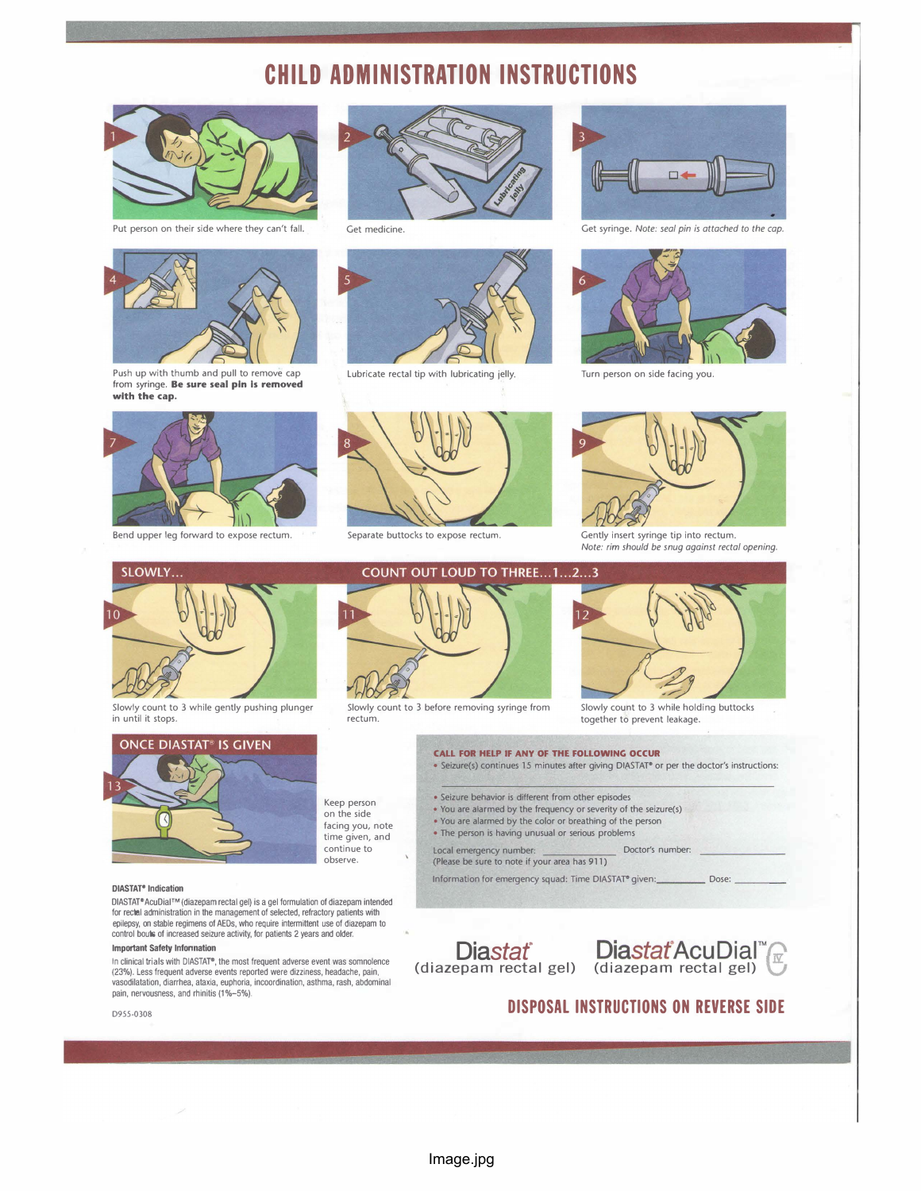# CHILD ADMINISTRATION INSTRUCTIONS

1. Put person on their side where they can't fall.

2. Get medicine.

3. Get syringe. *Note: seal pin is attached to the cap.*

4. Push up with thumb and pull to remove cap from syringe. **Be sure seal pin is removed with the cap.**

5. Lubricate rectal tip with lubricating jelly.

6. Turn person on side facing you.

7. Bend upper leg forward to expose rectum.

8. Separate buttocks to expose rectum.

9. Gently insert syringe tip into rectum. *Note: rim should be snug against rectal opening.*

## SLOWLY... COUNT OUT LOUD TO THREE...1...2...3

10. Slowly count to 3 while gently pushing plunger in until it stops.

11. Slowly count to 3 before removing syringe from rectum.

12. Slowly count to 3 while holding buttocks together to prevent leakage.

## ONCE DIASTAT® IS GIVEN

13. Keep person on the side facing you, note time given, and continue to observe.

**CALL FOR HELP IF ANY OF THE FOLLOWING OCCUR**

- Seizure(s) continues 15 minutes after giving DIASTAT® or per the doctor's instructions: \_\_\_\_\_\_\_\_\_\_\_\_\_\_\_\_\_\_\_\_
- Seizure behavior is different from other episodes
- You are alarmed by the frequency or severity of the seizure(s)
- You are alarmed by the color or breathing of the person
- The person is having unusual or serious problems

Local emergency number: \_\_\_\_\_\_\_\_\_\_ Doctor's number: \_\_\_\_\_\_\_\_\_\_
(Please be sure to note if your area has 911)

Information for emergency squad: Time DIASTAT® given:\_\_\_\_\_\_\_\_ Dose: \_\_\_\_\_\_

**DIASTAT® Indication**

DIASTAT® AcuDial™ (diazepam rectal gel) is a gel formulation of diazepam intended for rectal administration in the management of selected, refractory patients with epilepsy, on stable regimens of AEDs, who require intermittent use of diazepam to control bouts of increased seizure activity, for patients 2 years and older.

**Important Safety Information**

In clinical trials with DIASTAT®, the most frequent adverse event was somnolence (23%). Less frequent adverse events reported were dizziness, headache, pain, vasodilatation, diarrhea, ataxia, euphoria, incoordination, asthma, rash, abdominal pain, nervousness, and rhinitis (1%–5%).

Diastat (diazepam rectal gel) Diastat AcuDial™ (diazepam rectal gel) CIV

D955-0308

**DISPOSAL INSTRUCTIONS ON REVERSE SIDE**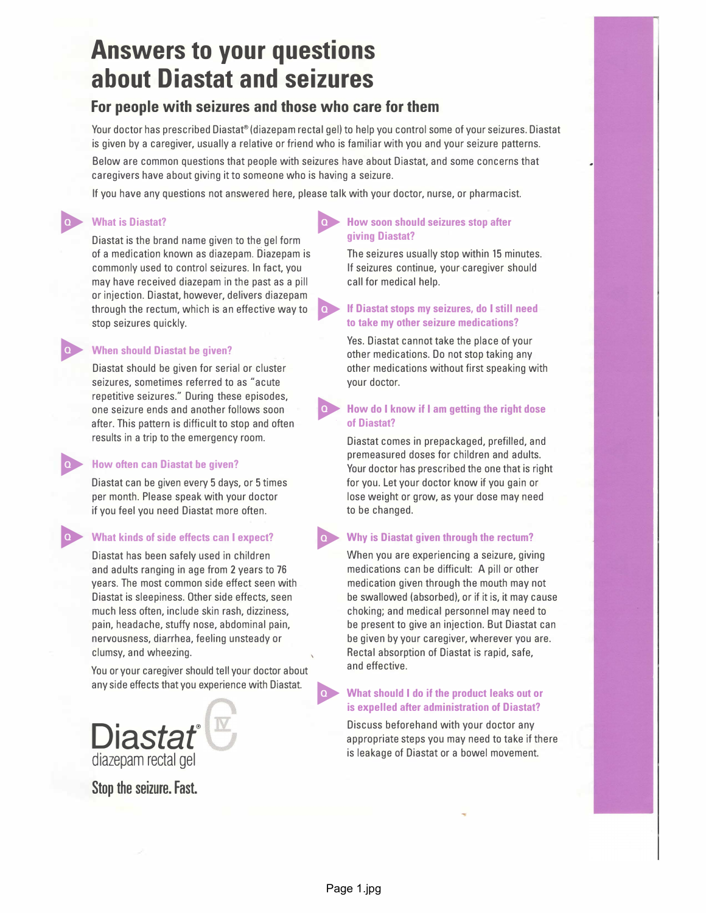# Answers to your questions about Diastat and seizures

## For people with seizures and those who care for them

Your doctor has prescribed Diastat® (diazepam rectal gel) to help you control some of your seizures. Diastat is given by a caregiver, usually a relative or friend who is familiar with you and your seizure patterns.

Below are common questions that people with seizures have about Diastat, and some concerns that caregivers have about giving it to someone who is having a seizure.

If you have any questions not answered here, please talk with your doctor, nurse, or pharmacist.

### What is Diastat?

Diastat is the brand name given to the gel form of a medication known as diazepam. Diazepam is commonly used to control seizures. In fact, you may have received diazepam in the past as a pill or injection. Diastat, however, delivers diazepam through the rectum, which is an effective way to stop seizures quickly.

### When should Diastat be given?

Diastat should be given for serial or cluster seizures, sometimes referred to as "acute repetitive seizures." During these episodes, one seizure ends and another follows soon after. This pattern is difficult to stop and often results in a trip to the emergency room.

### How often can Diastat be given?

Diastat can be given every 5 days, or 5 times per month. Please speak with your doctor if you feel you need Diastat more often.

### What kinds of side effects can I expect?

Diastat has been safely used in children and adults ranging in age from 2 years to 76 years. The most common side effect seen with Diastat is sleepiness. Other side effects, seen much less often, include skin rash, dizziness, pain, headache, stuffy nose, abdominal pain, nervousness, diarrhea, feeling unsteady or clumsy, and wheezing.

You or your caregiver should tell your doctor about any side effects that you experience with Diastat.

### How soon should seizures stop after giving Diastat?

The seizures usually stop within 15 minutes. If seizures continue, your caregiver should call for medical help.

### If Diastat stops my seizures, do I still need to take my other seizure medications?

Yes. Diastat cannot take the place of your other medications. Do not stop taking any other medications without first speaking with your doctor.

### How do I know if I am getting the right dose of Diastat?

Diastat comes in prepackaged, prefilled, and premeasured doses for children and adults. Your doctor has prescribed the one that is right for you. Let your doctor know if you gain or lose weight or grow, as your dose may need to be changed.

### Why is Diastat given through the rectum?

When you are experiencing a seizure, giving medications can be difficult: A pill or other medication given through the mouth may not be swallowed (absorbed), or if it is, it may cause choking; and medical personnel may need to be present to give an injection. But Diastat can be given by your caregiver, wherever you are. Rectal absorption of Diastat is rapid, safe, and effective.

### What should I do if the product leaks out or is expelled after administration of Diastat?

Discuss beforehand with your doctor any appropriate steps you may need to take if there is leakage of Diastat or a bowel movement.

Diastat® CIV
diazepam rectal gel

**Stop the seizure. Fast.**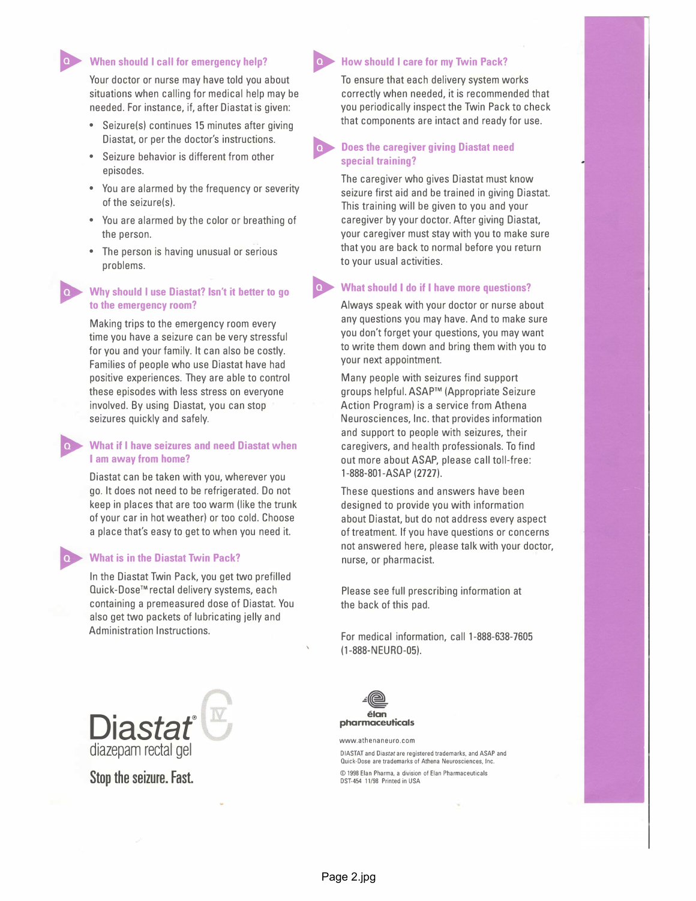## When should I call for emergency help?

Your doctor or nurse may have told you about situations when calling for medical help may be needed. For instance, if, after Diastat is given:

- Seizure(s) continues 15 minutes after giving Diastat, or per the doctor's instructions.
- Seizure behavior is different from other episodes.
- You are alarmed by the frequency or severity of the seizure(s).
- You are alarmed by the color or breathing of the person.
- The person is having unusual or serious problems.

## Why should I use Diastat? Isn't it better to go to the emergency room?

Making trips to the emergency room every time you have a seizure can be very stressful for you and your family. It can also be costly. Families of people who use Diastat have had positive experiences. They are able to control these episodes with less stress on everyone involved. By using Diastat, you can stop seizures quickly and safely.

## What if I have seizures and need Diastat when I am away from home?

Diastat can be taken with you, wherever you go. It does not need to be refrigerated. Do not keep in places that are too warm (like the trunk of your car in hot weather) or too cold. Choose a place that's easy to get to when you need it.

## What is in the Diastat Twin Pack?

In the Diastat Twin Pack, you get two prefilled Quick-Dose™ rectal delivery systems, each containing a premeasured dose of Diastat. You also get two packets of lubricating jelly and Administration Instructions.

## How should I care for my Twin Pack?

To ensure that each delivery system works correctly when needed, it is recommended that you periodically inspect the Twin Pack to check that components are intact and ready for use.

## Does the caregiver giving Diastat need special training?

The caregiver who gives Diastat must know seizure first aid and be trained in giving Diastat. This training will be given to you and your caregiver by your doctor. After giving Diastat, your caregiver must stay with you to make sure that you are back to normal before you return to your usual activities.

## What should I do if I have more questions?

Always speak with your doctor or nurse about any questions you may have. And to make sure you don't forget your questions, you may want to write them down and bring them with you to your next appointment.

Many people with seizures find support groups helpful. ASAP™ (Appropriate Seizure Action Program) is a service from Athena Neurosciences, Inc. that provides information and support to people with seizures, their caregivers, and health professionals. To find out more about ASAP, please call toll-free: 1-888-801-ASAP (2727).

These questions and answers have been designed to provide you with information about Diastat, but do not address every aspect of treatment. If you have questions or concerns not answered here, please talk with your doctor, nurse, or pharmacist.

Please see full prescribing information at the back of this pad.

For medical information, call 1-888-638-7605 (1-888-NEURO-05).

**Diastat®** C-IV
diazepam rectal gel

**Stop the seizure. Fast.**

élan pharmaceuticals

www.athenaneuro.com

DIASTAT and *Diastat* are registered trademarks, and ASAP and Quick-Dose are trademarks of Athena Neurosciences, Inc.

© 1998 Elan Pharma, a division of Elan Pharmaceuticals
DST-454 11/98 Printed in USA